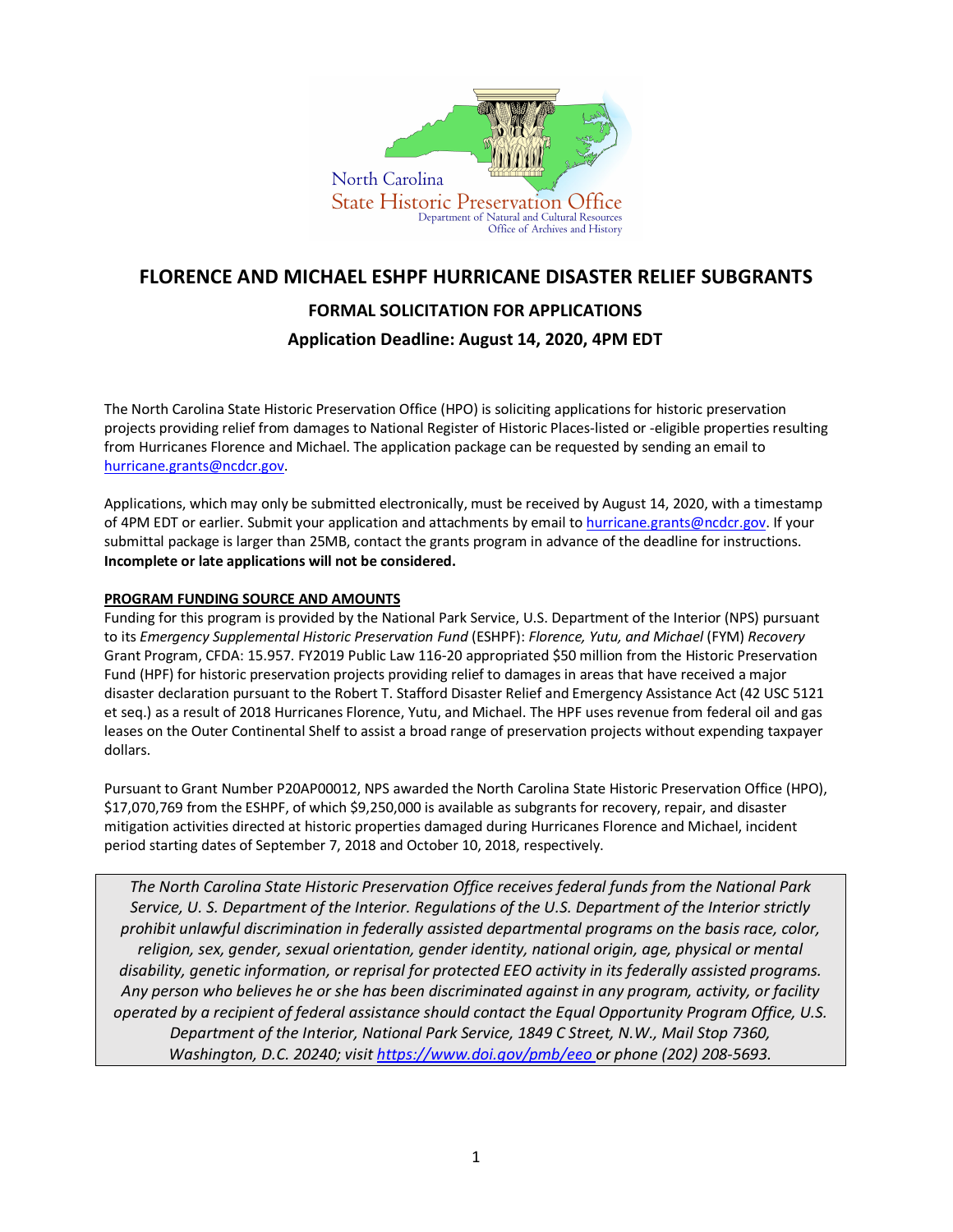North Carolina
State Historic Preservation Office
Department of Natural and Cultural Resources
Office of Archives and History

# FLORENCE AND MICHAEL ESHPF HURRICANE DISASTER RELIEF SUBGRANTS

## FORMAL SOLICITATION FOR APPLICATIONS

### Application Deadline: August 14, 2020, 4PM EDT

The North Carolina State Historic Preservation Office (HPO) is soliciting applications for historic preservation projects providing relief from damages to National Register of Historic Places-listed or -eligible properties resulting from Hurricanes Florence and Michael. The application package can be requested by sending an email to hurricane.grants@ncdcr.gov.

Applications, which may only be submitted electronically, must be received by August 14, 2020, with a timestamp of 4PM EDT or earlier. Submit your application and attachments by email to hurricane.grants@ncdcr.gov. If your submittal package is larger than 25MB, contact the grants program in advance of the deadline for instructions. **Incomplete or late applications will not be considered.**

**PROGRAM FUNDING SOURCE AND AMOUNTS**

Funding for this program is provided by the National Park Service, U.S. Department of the Interior (NPS) pursuant to its *Emergency Supplemental Historic Preservation Fund* (ESHPF): *Florence, Yutu, and Michael* (FYM) *Recovery* Grant Program, CFDA: 15.957. FY2019 Public Law 116-20 appropriated $50 million from the Historic Preservation Fund (HPF) for historic preservation projects providing relief to damages in areas that have received a major disaster declaration pursuant to the Robert T. Stafford Disaster Relief and Emergency Assistance Act (42 USC 5121 et seq.) as a result of 2018 Hurricanes Florence, Yutu, and Michael. The HPF uses revenue from federal oil and gas leases on the Outer Continental Shelf to assist a broad range of preservation projects without expending taxpayer dollars.

Pursuant to Grant Number P20AP00012, NPS awarded the North Carolina State Historic Preservation Office (HPO), $17,070,769 from the ESHPF, of which $9,250,000 is available as subgrants for recovery, repair, and disaster mitigation activities directed at historic properties damaged during Hurricanes Florence and Michael, incident period starting dates of September 7, 2018 and October 10, 2018, respectively.

*The North Carolina State Historic Preservation Office receives federal funds from the National Park Service, U. S. Department of the Interior. Regulations of the U.S. Department of the Interior strictly prohibit unlawful discrimination in federally assisted departmental programs on the basis race, color, religion, sex, gender, sexual orientation, gender identity, national origin, age, physical or mental disability, genetic information, or reprisal for protected EEO activity in its federally assisted programs. Any person who believes he or she has been discriminated against in any program, activity, or facility operated by a recipient of federal assistance should contact the Equal Opportunity Program Office, U.S. Department of the Interior, National Park Service, 1849 C Street, N.W., Mail Stop 7360, Washington, D.C. 20240; visit https://www.doi.gov/pmb/eeo or phone (202) 208-5693.*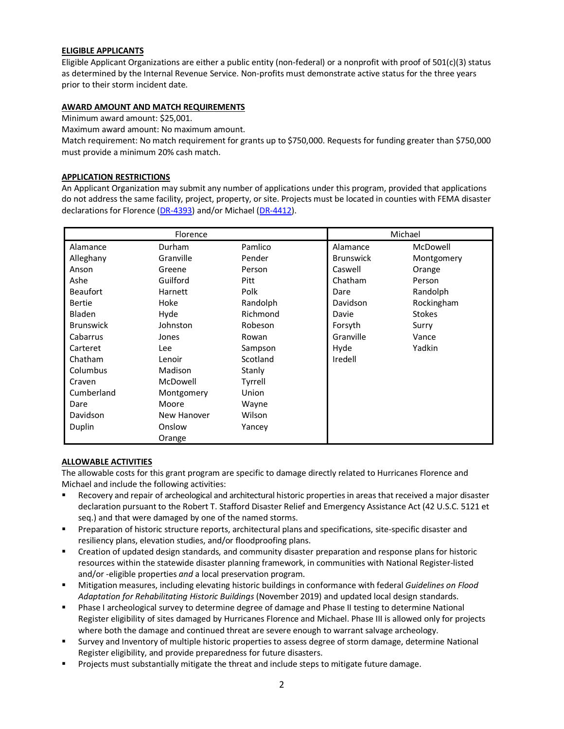**ELIGIBLE APPLICANTS**

Eligible Applicant Organizations are either a public entity (non-federal) or a nonprofit with proof of 501(c)(3) status as determined by the Internal Revenue Service. Non-profits must demonstrate active status for the three years prior to their storm incident date.

**AWARD AMOUNT AND MATCH REQUIREMENTS**

Minimum award amount: $25,001.
Maximum award amount: No maximum amount.
Match requirement: No match requirement for grants up to $750,000. Requests for funding greater than $750,000 must provide a minimum 20% cash match.

**APPLICATION RESTRICTIONS**

An Applicant Organization may submit any number of applications under this program, provided that applications do not address the same facility, project, property, or site. Projects must be located in counties with FEMA disaster declarations for Florence (DR-4393) and/or Michael (DR-4412).

| Florence | | | Michael | |
|---|---|---|---|---|
| Alamance | Durham | Pamlico | Alamance | McDowell |
| Alleghany | Granville | Pender | Brunswick | Montgomery |
| Anson | Greene | Person | Caswell | Orange |
| Ashe | Guilford | Pitt | Chatham | Person |
| Beaufort | Harnett | Polk | Dare | Randolph |
| Bertie | Hoke | Randolph | Davidson | Rockingham |
| Bladen | Hyde | Richmond | Davie | Stokes |
| Brunswick | Johnston | Robeson | Forsyth | Surry |
| Cabarrus | Jones | Rowan | Granville | Vance |
| Carteret | Lee | Sampson | Hyde | Yadkin |
| Chatham | Lenoir | Scotland | Iredell | |
| Columbus | Madison | Stanly | | |
| Craven | McDowell | Tyrrell | | |
| Cumberland | Montgomery | Union | | |
| Dare | Moore | Wayne | | |
| Davidson | New Hanover | Wilson | | |
| Duplin | Onslow | Yancey | | |
| | Orange | | | |

**ALLOWABLE ACTIVITIES**

The allowable costs for this grant program are specific to damage directly related to Hurricanes Florence and Michael and include the following activities:

- Recovery and repair of archeological and architectural historic properties in areas that received a major disaster declaration pursuant to the Robert T. Stafford Disaster Relief and Emergency Assistance Act (42 U.S.C. 5121 et seq.) and that were damaged by one of the named storms.
- Preparation of historic structure reports, architectural plans and specifications, site-specific disaster and resiliency plans, elevation studies, and/or floodproofing plans.
- Creation of updated design standards, and community disaster preparation and response plans for historic resources within the statewide disaster planning framework, in communities with National Register-listed and/or -eligible properties *and* a local preservation program.
- Mitigation measures, including elevating historic buildings in conformance with federal *Guidelines on Flood Adaptation for Rehabilitating Historic Buildings* (November 2019) and updated local design standards.
- Phase I archeological survey to determine degree of damage and Phase II testing to determine National Register eligibility of sites damaged by Hurricanes Florence and Michael. Phase III is allowed only for projects where both the damage and continued threat are severe enough to warrant salvage archeology.
- Survey and Inventory of multiple historic properties to assess degree of storm damage, determine National Register eligibility, and provide preparedness for future disasters.
- Projects must substantially mitigate the threat and include steps to mitigate future damage.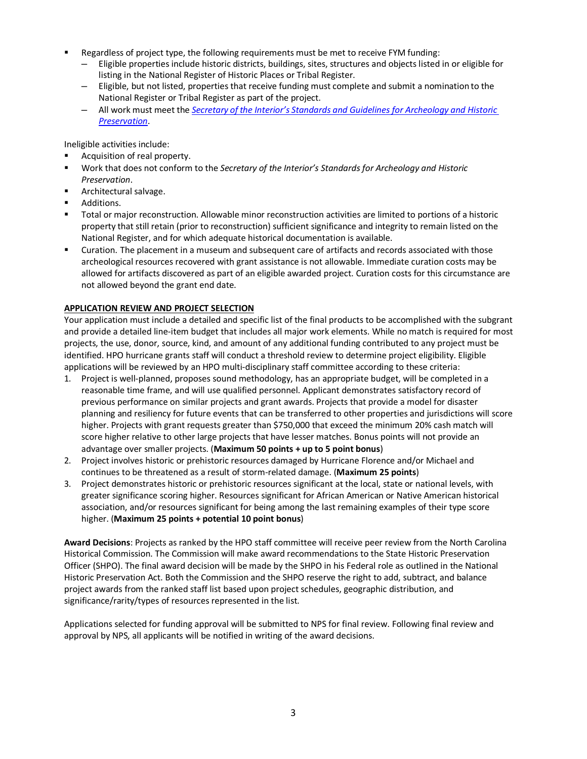- Regardless of project type, the following requirements must be met to receive FYM funding:
  - Eligible properties include historic districts, buildings, sites, structures and objects listed in or eligible for listing in the National Register of Historic Places or Tribal Register.
  - Eligible, but not listed, properties that receive funding must complete and submit a nomination to the National Register or Tribal Register as part of the project.
  - All work must meet the [*Secretary of the Interior's Standards and Guidelines for Archeology and Historic Preservation*]().

Ineligible activities include:

- Acquisition of real property.
- Work that does not conform to the *Secretary of the Interior's Standards for Archeology and Historic Preservation*.
- Architectural salvage.
- Additions.
- Total or major reconstruction. Allowable minor reconstruction activities are limited to portions of a historic property that still retain (prior to reconstruction) sufficient significance and integrity to remain listed on the National Register, and for which adequate historical documentation is available.
- Curation. The placement in a museum and subsequent care of artifacts and records associated with those archeological resources recovered with grant assistance is not allowable. Immediate curation costs may be allowed for artifacts discovered as part of an eligible awarded project. Curation costs for this circumstance are not allowed beyond the grant end date.

## APPLICATION REVIEW AND PROJECT SELECTION

Your application must include a detailed and specific list of the final products to be accomplished with the subgrant and provide a detailed line-item budget that includes all major work elements. While no match is required for most projects, the use, donor, source, kind, and amount of any additional funding contributed to any project must be identified. HPO hurricane grants staff will conduct a threshold review to determine project eligibility. Eligible applications will be reviewed by an HPO multi-disciplinary staff committee according to these criteria:

1. Project is well-planned, proposes sound methodology, has an appropriate budget, will be completed in a reasonable time frame, and will use qualified personnel. Applicant demonstrates satisfactory record of previous performance on similar projects and grant awards. Projects that provide a model for disaster planning and resiliency for future events that can be transferred to other properties and jurisdictions will score higher. Projects with grant requests greater than $750,000 that exceed the minimum 20% cash match will score higher relative to other large projects that have lesser matches. Bonus points will not provide an advantage over smaller projects. (**Maximum 50 points + up to 5 point bonus**)
2. Project involves historic or prehistoric resources damaged by Hurricane Florence and/or Michael and continues to be threatened as a result of storm-related damage. (**Maximum 25 points**)
3. Project demonstrates historic or prehistoric resources significant at the local, state or national levels, with greater significance scoring higher. Resources significant for African American or Native American historical association, and/or resources significant for being among the last remaining examples of their type score higher. (**Maximum 25 points + potential 10 point bonus**)

**Award Decisions**: Projects as ranked by the HPO staff committee will receive peer review from the North Carolina Historical Commission. The Commission will make award recommendations to the State Historic Preservation Officer (SHPO). The final award decision will be made by the SHPO in his Federal role as outlined in the National Historic Preservation Act. Both the Commission and the SHPO reserve the right to add, subtract, and balance project awards from the ranked staff list based upon project schedules, geographic distribution, and significance/rarity/types of resources represented in the list.

Applications selected for funding approval will be submitted to NPS for final review. Following final review and approval by NPS, all applicants will be notified in writing of the award decisions.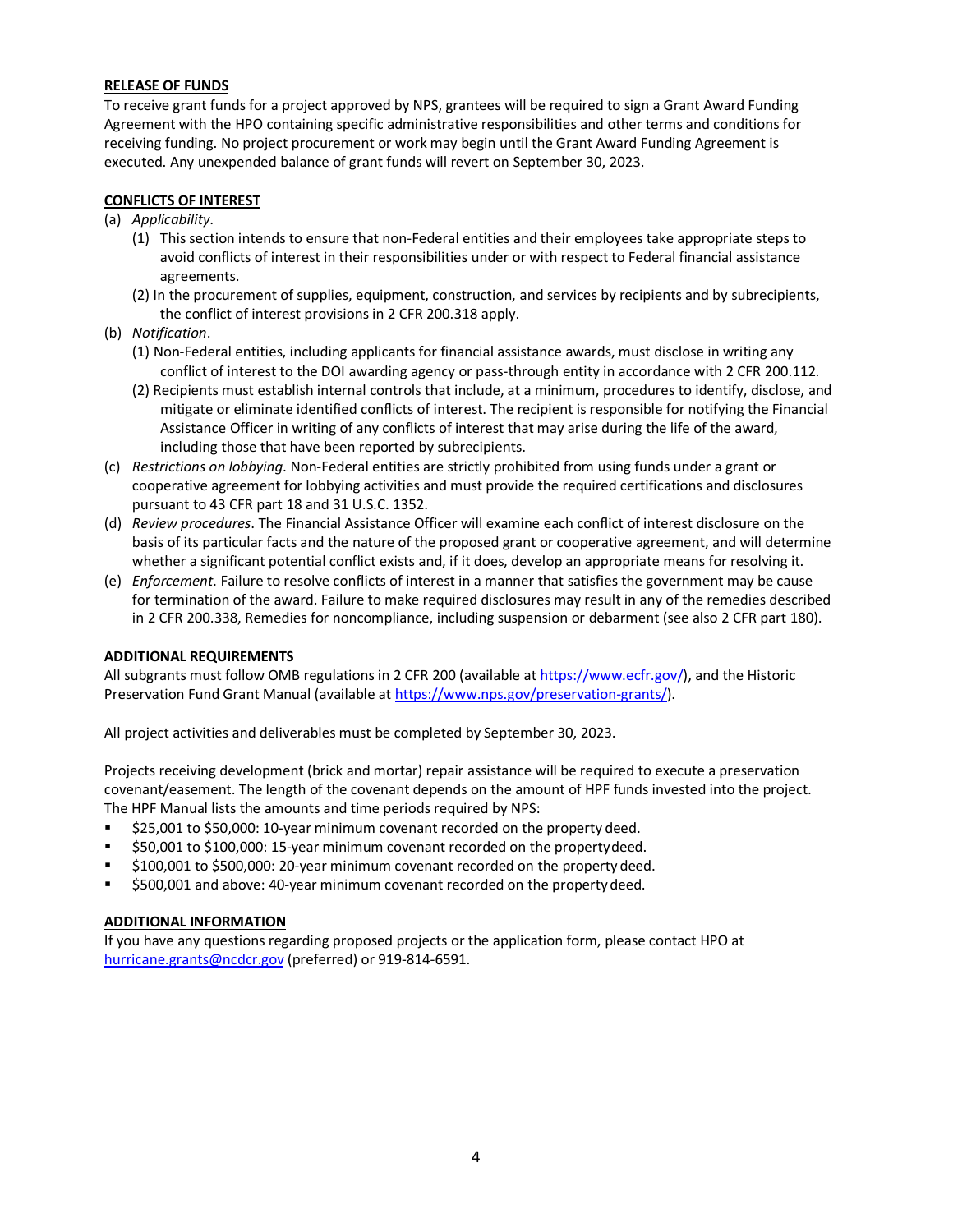**RELEASE OF FUNDS**

To receive grant funds for a project approved by NPS, grantees will be required to sign a Grant Award Funding Agreement with the HPO containing specific administrative responsibilities and other terms and conditions for receiving funding. No project procurement or work may begin until the Grant Award Funding Agreement is executed. Any unexpended balance of grant funds will revert on September 30, 2023.

**CONFLICTS OF INTEREST**

(a) *Applicability*.
   (1) This section intends to ensure that non-Federal entities and their employees take appropriate steps to avoid conflicts of interest in their responsibilities under or with respect to Federal financial assistance agreements.
   (2) In the procurement of supplies, equipment, construction, and services by recipients and by subrecipients, the conflict of interest provisions in 2 CFR 200.318 apply.

(b) *Notification*.
   (1) Non-Federal entities, including applicants for financial assistance awards, must disclose in writing any conflict of interest to the DOI awarding agency or pass-through entity in accordance with 2 CFR 200.112.
   (2) Recipients must establish internal controls that include, at a minimum, procedures to identify, disclose, and mitigate or eliminate identified conflicts of interest. The recipient is responsible for notifying the Financial Assistance Officer in writing of any conflicts of interest that may arise during the life of the award, including those that have been reported by subrecipients.

(c) *Restrictions on lobbying*. Non-Federal entities are strictly prohibited from using funds under a grant or cooperative agreement for lobbying activities and must provide the required certifications and disclosures pursuant to 43 CFR part 18 and 31 U.S.C. 1352.

(d) *Review procedures*. The Financial Assistance Officer will examine each conflict of interest disclosure on the basis of its particular facts and the nature of the proposed grant or cooperative agreement, and will determine whether a significant potential conflict exists and, if it does, develop an appropriate means for resolving it.

(e) *Enforcement*. Failure to resolve conflicts of interest in a manner that satisfies the government may be cause for termination of the award. Failure to make required disclosures may result in any of the remedies described in 2 CFR 200.338, Remedies for noncompliance, including suspension or debarment (see also 2 CFR part 180).

**ADDITIONAL REQUIREMENTS**

All subgrants must follow OMB regulations in 2 CFR 200 (available at https://www.ecfr.gov/), and the Historic Preservation Fund Grant Manual (available at https://www.nps.gov/preservation-grants/).

All project activities and deliverables must be completed by September 30, 2023.

Projects receiving development (brick and mortar) repair assistance will be required to execute a preservation covenant/easement. The length of the covenant depends on the amount of HPF funds invested into the project. The HPF Manual lists the amounts and time periods required by NPS:

- $25,001 to $50,000: 10-year minimum covenant recorded on the property deed.
- $50,001 to $100,000: 15-year minimum covenant recorded on the property deed.
- $100,001 to $500,000: 20-year minimum covenant recorded on the property deed.
- $500,001 and above: 40-year minimum covenant recorded on the property deed.

**ADDITIONAL INFORMATION**

If you have any questions regarding proposed projects or the application form, please contact HPO at hurricane.grants@ncdcr.gov (preferred) or 919-814-6591.